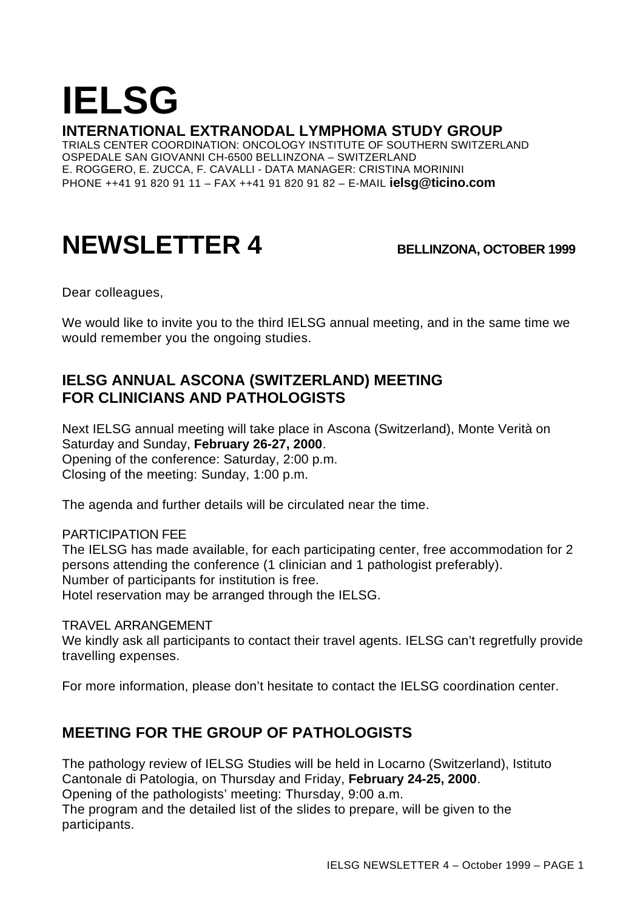# IELSG

**INTERNATIONAL EXTRANODAL LYMPHOMA STUDY GROUP**

TRIALS CENTER COORDINATION: ONCOLOGY INSTITUTE OF SOUTHERN SWITZERLAND
OSPEDALE SAN GIOVANNI CH-6500 BELLINZONA – SWITZERLAND
E. ROGGERO, E. ZUCCA, F. CAVALLI - DATA MANAGER: CRISTINA MORININI
PHONE ++41 91 820 91 11 – FAX ++41 91 820 91 82 – E-MAIL **ielsg@ticino.com**

# NEWSLETTER 4

**BELLINZONA, OCTOBER 1999**

Dear colleagues,

We would like to invite you to the third IELSG annual meeting, and in the same time we would remember you the ongoing studies.

## IELSG ANNUAL ASCONA (SWITZERLAND) MEETING FOR CLINICIANS AND PATHOLOGISTS

Next IELSG annual meeting will take place in Ascona (Switzerland), Monte Verità on Saturday and Sunday, **February 26-27, 2000**.
Opening of the conference: Saturday, 2:00 p.m.
Closing of the meeting: Sunday, 1:00 p.m.

The agenda and further details will be circulated near the time.

PARTICIPATION FEE
The IELSG has made available, for each participating center, free accommodation for 2 persons attending the conference (1 clinician and 1 pathologist preferably).
Number of participants for institution is free.
Hotel reservation may be arranged through the IELSG.

TRAVEL ARRANGEMENT
We kindly ask all participants to contact their travel agents. IELSG can't regretfully provide travelling expenses.

For more information, please don't hesitate to contact the IELSG coordination center.

## MEETING FOR THE GROUP OF PATHOLOGISTS

The pathology review of IELSG Studies will be held in Locarno (Switzerland), Istituto Cantonale di Patologia, on Thursday and Friday, **February 24-25, 2000**.
Opening of the pathologists' meeting: Thursday, 9:00 a.m.
The program and the detailed list of the slides to prepare, will be given to the participants.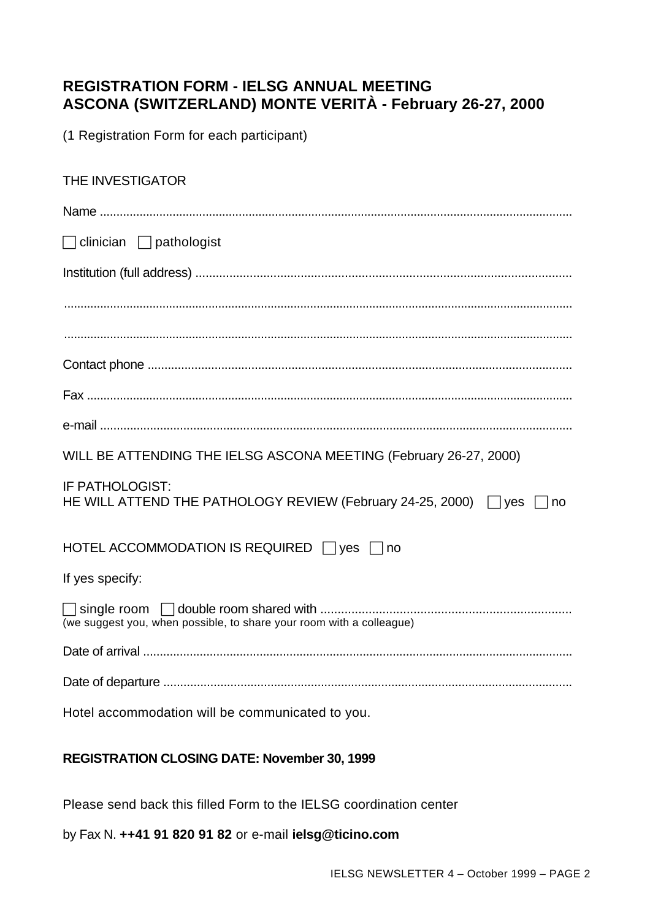## REGISTRATION FORM - IELSG ANNUAL MEETING
## ASCONA (SWITZERLAND) MONTE VERITÀ - February 26-27, 2000

(1 Registration Form for each participant)

THE INVESTIGATOR

Name ..........................................................................................................................................

☐ clinician ☐ pathologist

Institution (full address) ..........................................................................................................

..................................................................................................................................................

..................................................................................................................................................

Contact phone ..........................................................................................................................

Fax ............................................................................................................................................

e-mail ........................................................................................................................................

WILL BE ATTENDING THE IELSG ASCONA MEETING (February 26-27, 2000)

IF PATHOLOGIST:
HE WILL ATTEND THE PATHOLOGY REVIEW (February 24-25, 2000) ☐ yes ☐ no

HOTEL ACCOMMODATION IS REQUIRED ☐ yes ☐ no

If yes specify:

☐ single room ☐ double room shared with ........................................................................
(we suggest you, when possible, to share your room with a colleague)

Date of arrival ............................................................................................................................

Date of departure .......................................................................................................................

Hotel accommodation will be communicated to you.

**REGISTRATION CLOSING DATE: November 30, 1999**

Please send back this filled Form to the IELSG coordination center

by Fax N. **++41 91 820 91 82** or e-mail **ielsg@ticino.com**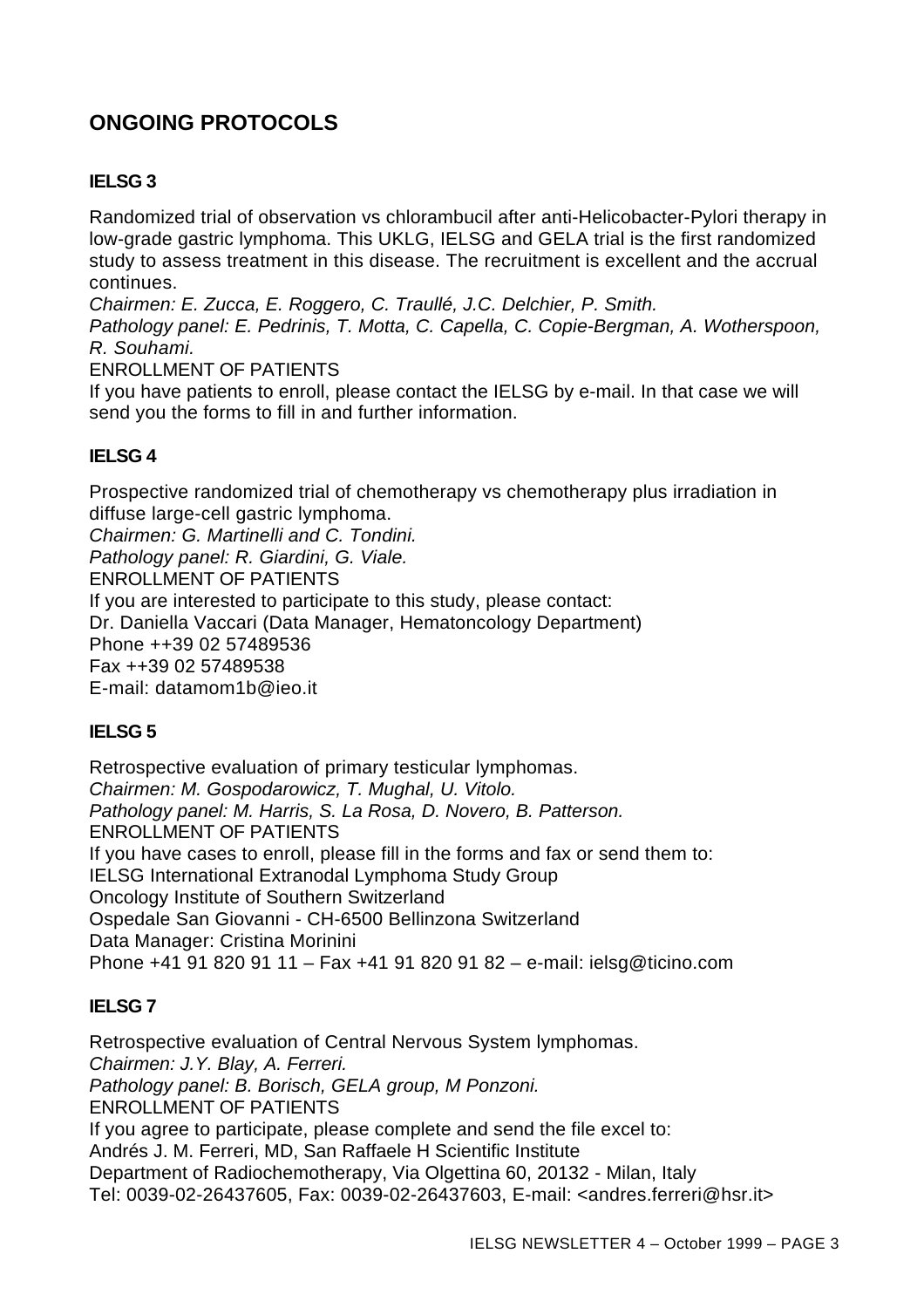## ONGOING PROTOCOLS

### IELSG 3

Randomized trial of observation vs chlorambucil after anti-Helicobacter-Pylori therapy in low-grade gastric lymphoma. This UKLG, IELSG and GELA trial is the first randomized study to assess treatment in this disease. The recruitment is excellent and the accrual continues.

*Chairmen: E. Zucca, E. Roggero, C. Traullé, J.C. Delchier, P. Smith.*

*Pathology panel: E. Pedrinis, T. Motta, C. Capella, C. Copie-Bergman, A. Wotherspoon, R. Souhami.*

ENROLLMENT OF PATIENTS

If you have patients to enroll, please contact the IELSG by e-mail. In that case we will send you the forms to fill in and further information.

### IELSG 4

Prospective randomized trial of chemotherapy vs chemotherapy plus irradiation in diffuse large-cell gastric lymphoma.

*Chairmen: G. Martinelli and C. Tondini.*

*Pathology panel: R. Giardini, G. Viale.*

ENROLLMENT OF PATIENTS

If you are interested to participate to this study, please contact:
Dr. Daniella Vaccari (Data Manager, Hematoncology Department)
Phone ++39 02 57489536
Fax ++39 02 57489538
E-mail: datamom1b@ieo.it

### IELSG 5

Retrospective evaluation of primary testicular lymphomas.

*Chairmen: M. Gospodarowicz, T. Mughal, U. Vitolo.*

*Pathology panel: M. Harris, S. La Rosa, D. Novero, B. Patterson.*

ENROLLMENT OF PATIENTS

If you have cases to enroll, please fill in the forms and fax or send them to:
IELSG International Extranodal Lymphoma Study Group
Oncology Institute of Southern Switzerland
Ospedale San Giovanni - CH-6500 Bellinzona Switzerland
Data Manager: Cristina Morinini
Phone +41 91 820 91 11 – Fax +41 91 820 91 82 – e-mail: ielsg@ticino.com

### IELSG 7

Retrospective evaluation of Central Nervous System lymphomas.

*Chairmen: J.Y. Blay, A. Ferreri.*

*Pathology panel: B. Borisch, GELA group, M Ponzoni.*

ENROLLMENT OF PATIENTS

If you agree to participate, please complete and send the file excel to:
Andrés J. M. Ferreri, MD, San Raffaele H Scientific Institute
Department of Radiochemotherapy, Via Olgettina 60, 20132 - Milan, Italy
Tel: 0039-02-26437605, Fax: 0039-02-26437603, E-mail: <andres.ferreri@hsr.it>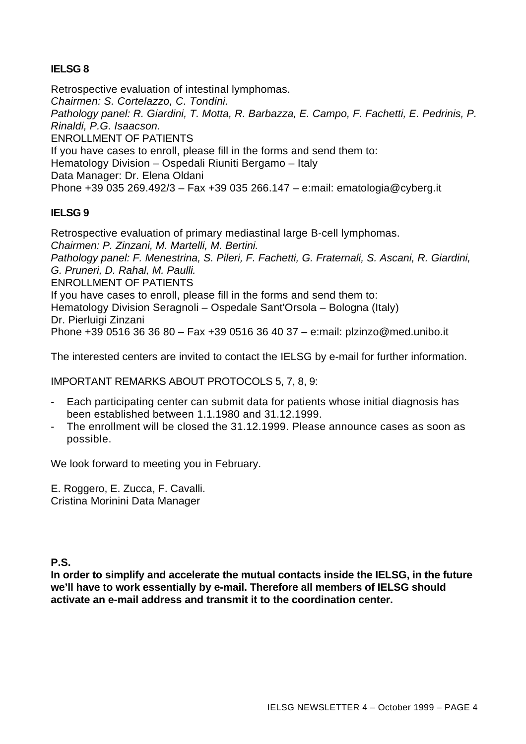## IELSG 8

Retrospective evaluation of intestinal lymphomas.
*Chairmen: S. Cortelazzo, C. Tondini.*
*Pathology panel: R. Giardini, T. Motta, R. Barbazza, E. Campo, F. Fachetti, E. Pedrinis, P. Rinaldi, P.G. Isaacson.*
ENROLLMENT OF PATIENTS
If you have cases to enroll, please fill in the forms and send them to:
Hematology Division – Ospedali Riuniti Bergamo – Italy
Data Manager: Dr. Elena Oldani
Phone +39 035 269.492/3 – Fax +39 035 266.147 – e:mail: ematologia@cyberg.it

## IELSG 9

Retrospective evaluation of primary mediastinal large B-cell lymphomas.
*Chairmen: P. Zinzani, M. Martelli, M. Bertini.*
*Pathology panel: F. Menestrina, S. Pileri, F. Fachetti, G. Fraternali, S. Ascani, R. Giardini, G. Pruneri, D. Rahal, M. Paulli.*
ENROLLMENT OF PATIENTS
If you have cases to enroll, please fill in the forms and send them to:
Hematology Division Seragnoli – Ospedale Sant'Orsola – Bologna (Italy)
Dr. Pierluigi Zinzani
Phone +39 0516 36 36 80 – Fax +39 0516 36 40 37 – e:mail: plzinzo@med.unibo.it

The interested centers are invited to contact the IELSG by e-mail for further information.

IMPORTANT REMARKS ABOUT PROTOCOLS 5, 7, 8, 9:

- Each participating center can submit data for patients whose initial diagnosis has been established between 1.1.1980 and 31.12.1999.
- The enrollment will be closed the 31.12.1999. Please announce cases as soon as possible.

We look forward to meeting you in February.

E. Roggero, E. Zucca, F. Cavalli.
Cristina Morinini Data Manager

**P.S.**
**In order to simplify and accelerate the mutual contacts inside the IELSG, in the future we'll have to work essentially by e-mail. Therefore all members of IELSG should activate an e-mail address and transmit it to the coordination center.**